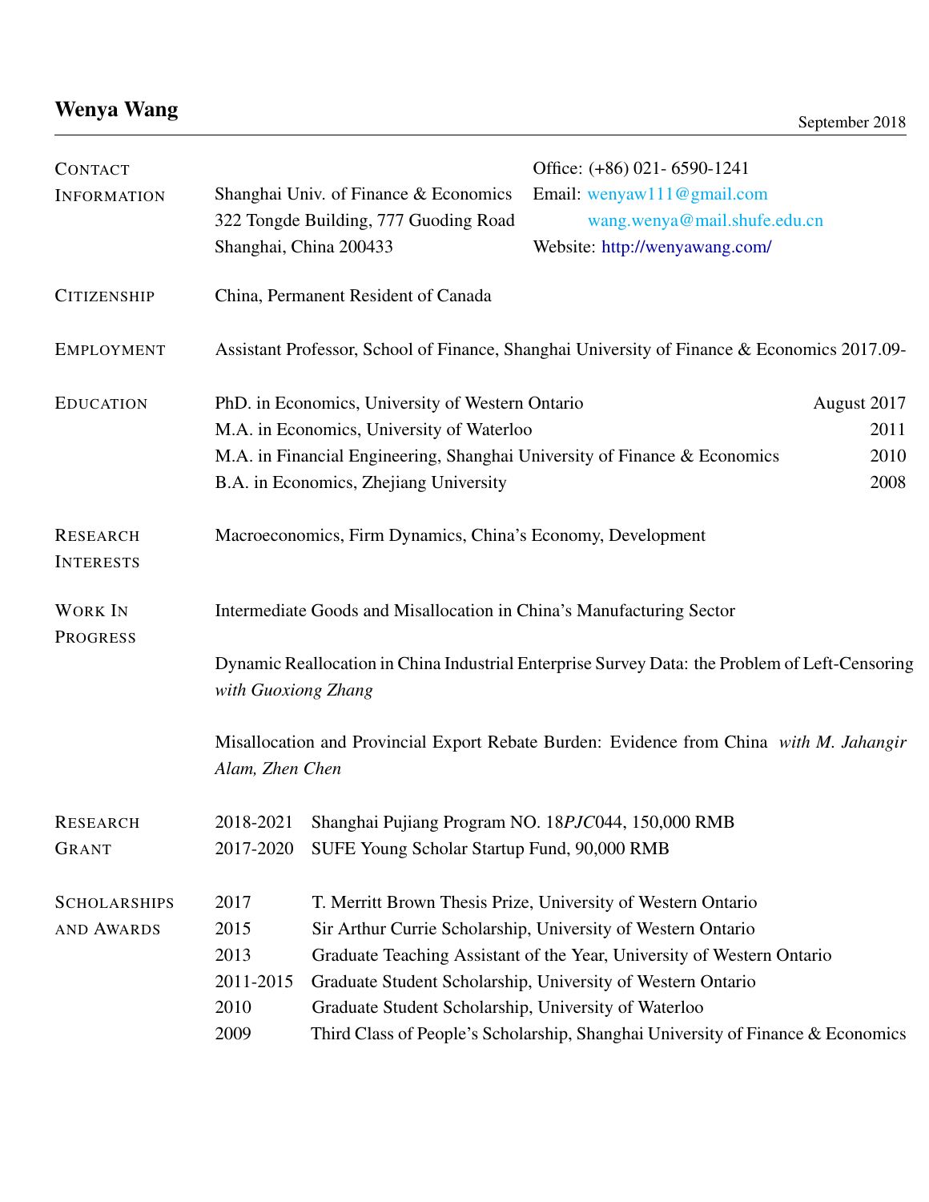# Wenya Wang

September 2018

## Contact Information

Shanghai Univ. of Finance & Economics
322 Tongde Building, 777 Guoding Road
Shanghai, China 200433

Office: (+86) 021- 6590-1241
Email: wenyaw111@gmail.com
wang.wenya@mail.shufe.edu.cn
Website: http://wenyawang.com/

## Citizenship

China, Permanent Resident of Canada

## Employment

Assistant Professor, School of Finance, Shanghai University of Finance & Economics 2017.09-

## Education

| | |
|---|---|
| PhD. in Economics, University of Western Ontario | August 2017 |
| M.A. in Economics, University of Waterloo | 2011 |
| M.A. in Financial Engineering, Shanghai University of Finance & Economics | 2010 |
| B.A. in Economics, Zhejiang University | 2008 |

## Research Interests

Macroeconomics, Firm Dynamics, China's Economy, Development

## Work In Progress

Intermediate Goods and Misallocation in China's Manufacturing Sector

Dynamic Reallocation in China Industrial Enterprise Survey Data: the Problem of Left-Censoring *with Guoxiong Zhang*

Misallocation and Provincial Export Rebate Burden: Evidence from China *with M. Jahangir Alam, Zhen Chen*

## Research Grant

| | |
|---|---|
| 2018-2021 | Shanghai Pujiang Program NO. 18*PJC*044, 150,000 RMB |
| 2017-2020 | SUFE Young Scholar Startup Fund, 90,000 RMB |

## Scholarships and Awards

| | |
|---|---|
| 2017 | T. Merritt Brown Thesis Prize, University of Western Ontario |
| 2015 | Sir Arthur Currie Scholarship, University of Western Ontario |
| 2013 | Graduate Teaching Assistant of the Year, University of Western Ontario |
| 2011-2015 | Graduate Student Scholarship, University of Western Ontario |
| 2010 | Graduate Student Scholarship, University of Waterloo |
| 2009 | Third Class of People's Scholarship, Shanghai University of Finance & Economics |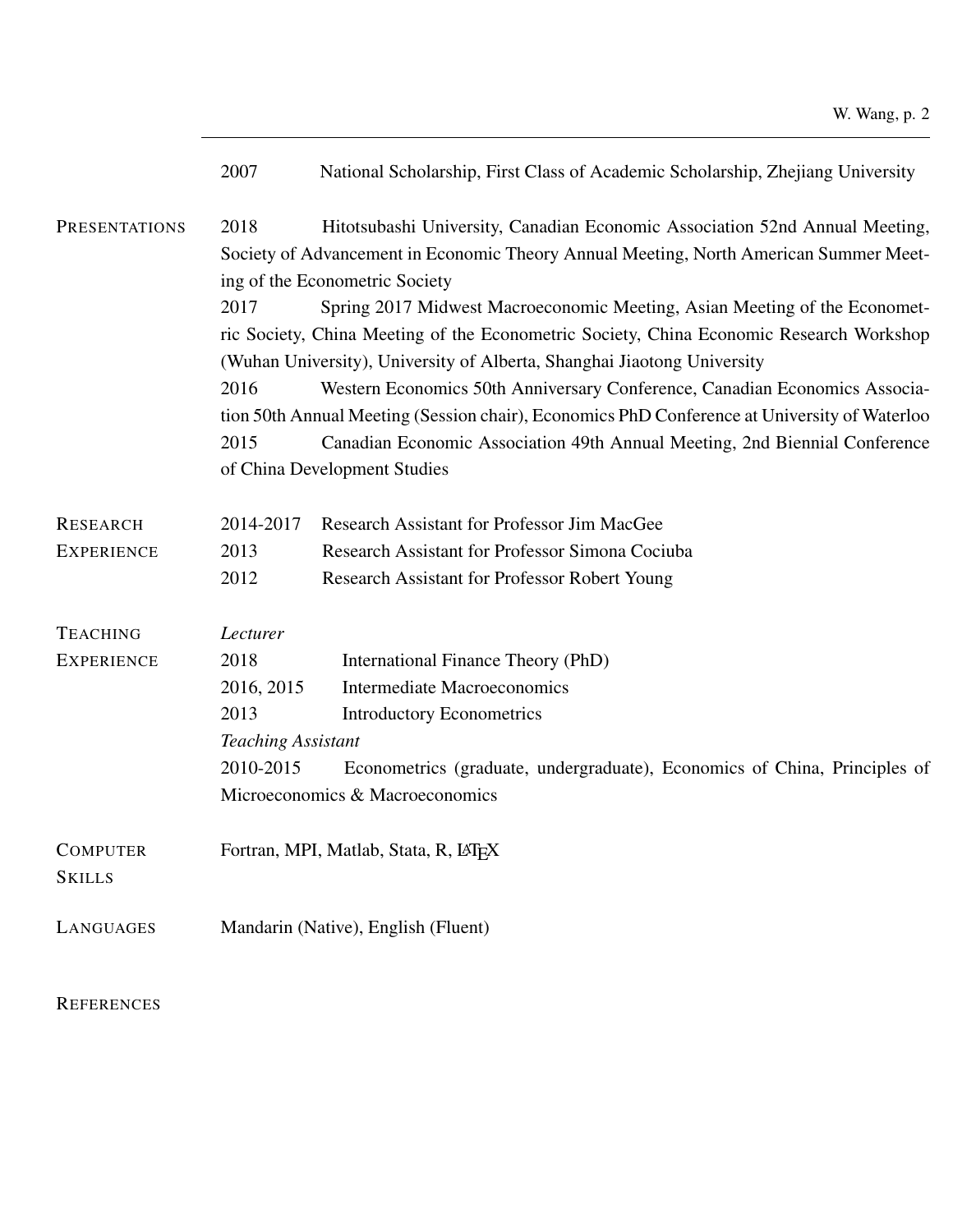2007 National Scholarship, First Class of Academic Scholarship, Zhejiang University

## Presentations

2018 Hitotsubashi University, Canadian Economic Association 52nd Annual Meeting, Society of Advancement in Economic Theory Annual Meeting, North American Summer Meeting of the Econometric Society

2017 Spring 2017 Midwest Macroeconomic Meeting, Asian Meeting of the Econometric Society, China Meeting of the Econometric Society, China Economic Research Workshop (Wuhan University), University of Alberta, Shanghai Jiaotong University

2016 Western Economics 50th Anniversary Conference, Canadian Economics Association 50th Annual Meeting (Session chair), Economics PhD Conference at University of Waterloo

2015 Canadian Economic Association 49th Annual Meeting, 2nd Biennial Conference of China Development Studies

## Research Experience

2014-2017 Research Assistant for Professor Jim MacGee

2013 Research Assistant for Professor Simona Cociuba

2012 Research Assistant for Professor Robert Young

## Teaching Experience

*Lecturer*

2018 International Finance Theory (PhD)

2016, 2015 Intermediate Macroeconomics

2013 Introductory Econometrics

*Teaching Assistant*

2010-2015 Econometrics (graduate, undergraduate), Economics of China, Principles of Microeconomics & Macroeconomics

## Computer Skills

Fortran, MPI, Matlab, Stata, R, LaTeX

## Languages

Mandarin (Native), English (Fluent)

## References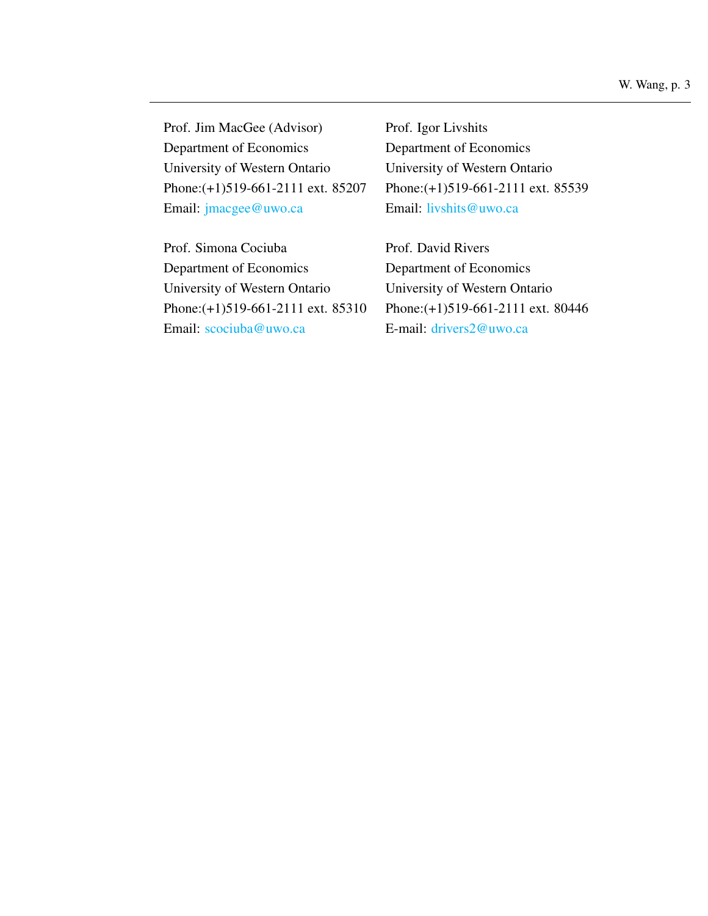Prof. Jim MacGee (Advisor)
Department of Economics
University of Western Ontario
Phone:(+1)519-661-2111 ext. 85207
Email: jmacgee@uwo.ca

Prof. Igor Livshits
Department of Economics
University of Western Ontario
Phone:(+1)519-661-2111 ext. 85539
Email: livshits@uwo.ca

Prof. Simona Cociuba
Department of Economics
University of Western Ontario
Phone:(+1)519-661-2111 ext. 85310
Email: scociuba@uwo.ca

Prof. David Rivers
Department of Economics
University of Western Ontario
Phone:(+1)519-661-2111 ext. 80446
E-mail: drivers2@uwo.ca